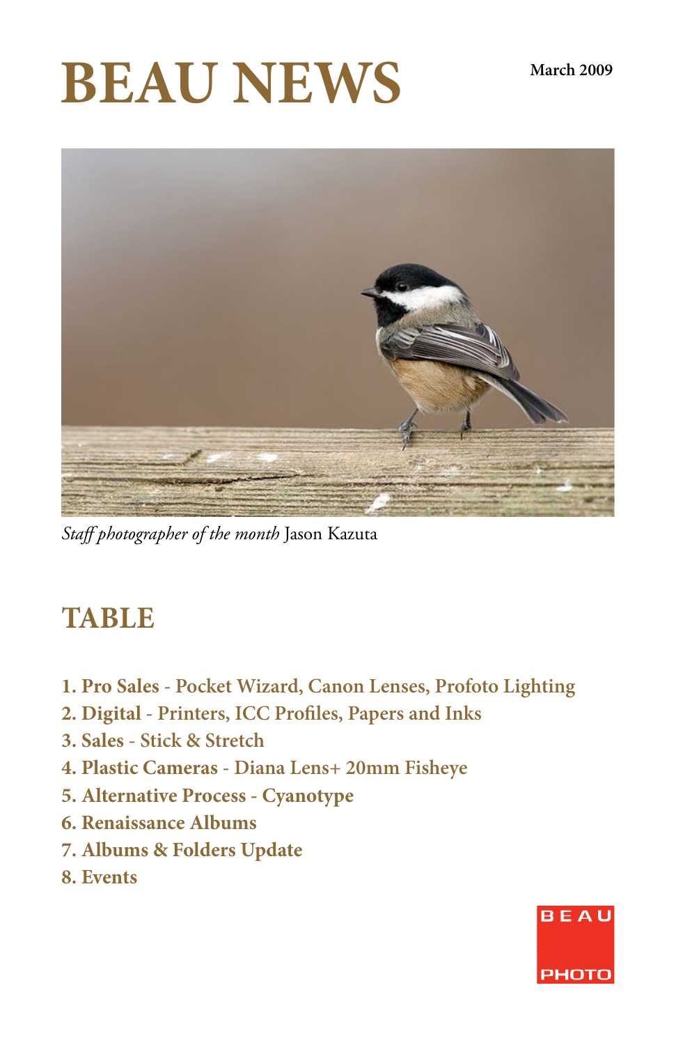# BEAU NEWS

March 2009

*Staff photographer of the month* Jason Kazuta

## TABLE

1. **Pro Sales** - Pocket Wizard, Canon Lenses, Profoto Lighting
2. **Digital** - Printers, ICC Profiles, Papers and Inks
3. **Sales** - Stick & Stretch
4. **Plastic Cameras** - Diana Lens+ 20mm Fisheye
5. **Alternative Process** - Cyanotype
6. **Renaissance Albums**
7. **Albums & Folders Update**
8. **Events**

BEAU PHOTO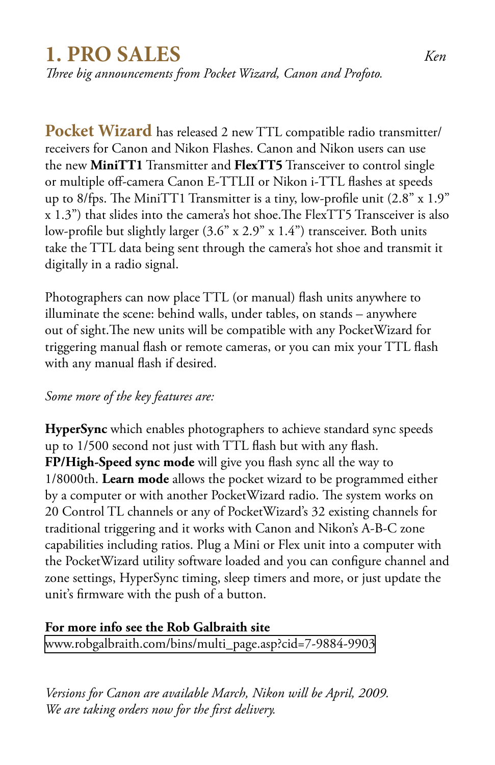# 1. PRO SALES

*Ken*

*Three big announcements from Pocket Wizard, Canon and Profoto.*

**Pocket Wizard** has released 2 new TTL compatible radio transmitter/receivers for Canon and Nikon Flashes. Canon and Nikon users can use the new **MiniTT1** Transmitter and **FlexTT5** Transceiver to control single or multiple off-camera Canon E-TTLII or Nikon i-TTL flashes at speeds up to 8/fps. The MiniTT1 Transmitter is a tiny, low-profile unit (2.8" x 1.9" x 1.3") that slides into the camera's hot shoe.The FlexTT5 Transceiver is also low-profile but slightly larger (3.6" x 2.9" x 1.4") transceiver. Both units take the TTL data being sent through the camera's hot shoe and transmit it digitally in a radio signal.

Photographers can now place TTL (or manual) flash units anywhere to illuminate the scene: behind walls, under tables, on stands – anywhere out of sight.The new units will be compatible with any PocketWizard for triggering manual flash or remote cameras, or you can mix your TTL flash with any manual flash if desired.

*Some more of the key features are:*

**HyperSync** which enables photographers to achieve standard sync speeds up to 1/500 second not just with TTL flash but with any flash. **FP/High-Speed sync mode** will give you flash sync all the way to 1/8000th. **Learn mode** allows the pocket wizard to be programmed either by a computer or with another PocketWizard radio. The system works on 20 Control TL channels or any of PocketWizard's 32 existing channels for traditional triggering and it works with Canon and Nikon's A-B-C zone capabilities including ratios. Plug a Mini or Flex unit into a computer with the PocketWizard utility software loaded and you can configure channel and zone settings, HyperSync timing, sleep timers and more, or just update the unit's firmware with the push of a button.

**For more info see the Rob Galbraith site**
www.robgalbraith.com/bins/multi_page.asp?cid=7-9884-9903

*Versions for Canon are available March, Nikon will be April, 2009.*
*We are taking orders now for the first delivery.*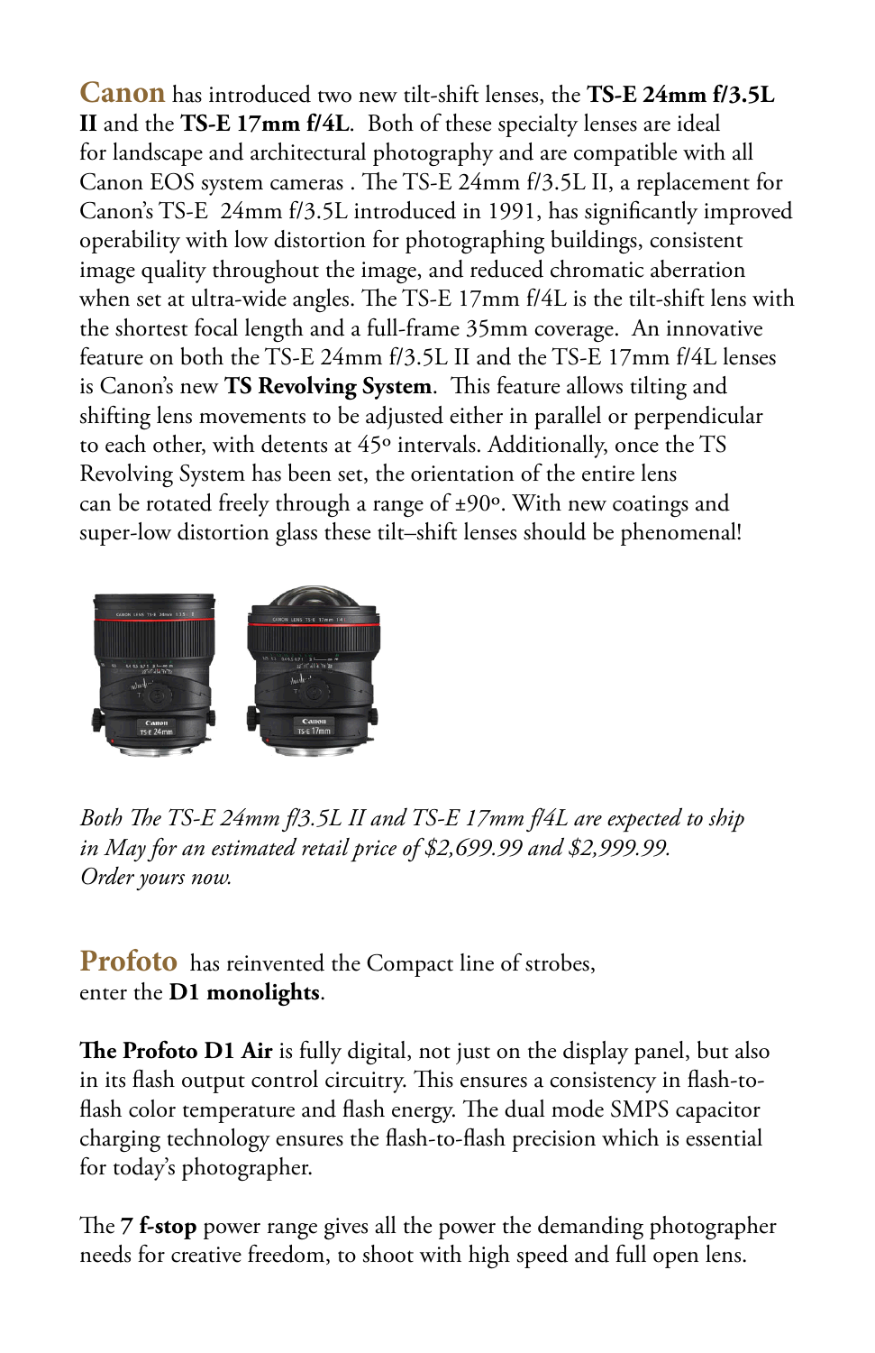**Canon** has introduced two new tilt-shift lenses, the **TS-E 24mm f/3.5L II** and the **TS-E 17mm f/4L**. Both of these specialty lenses are ideal for landscape and architectural photography and are compatible with all Canon EOS system cameras . The TS-E 24mm f/3.5L II, a replacement for Canon's TS-E 24mm f/3.5L introduced in 1991, has significantly improved operability with low distortion for photographing buildings, consistent image quality throughout the image, and reduced chromatic aberration when set at ultra-wide angles. The TS-E 17mm f/4L is the tilt-shift lens with the shortest focal length and a full-frame 35mm coverage. An innovative feature on both the TS-E 24mm f/3.5L II and the TS-E 17mm f/4L lenses is Canon's new **TS Revolving System**. This feature allows tilting and shifting lens movements to be adjusted either in parallel or perpendicular to each other, with detents at 45º intervals. Additionally, once the TS Revolving System has been set, the orientation of the entire lens can be rotated freely through a range of ±90º. With new coatings and super-low distortion glass these tilt–shift lenses should be phenomenal!

*Both The TS-E 24mm f3.5L II and TS-E 17mm f4L are expected to ship in May for an estimated retail price of $2,699.99 and $2,999.99. Order yours now.*

**Profoto** has reinvented the Compact line of strobes, enter the **D1 monolights**.

**The Profoto D1 Air** is fully digital, not just on the display panel, but also in its flash output control circuitry. This ensures a consistency in flash-to-flash color temperature and flash energy. The dual mode SMPS capacitor charging technology ensures the flash-to-flash precision which is essential for today's photographer.

The **7 f-stop** power range gives all the power the demanding photographer needs for creative freedom, to shoot with high speed and full open lens.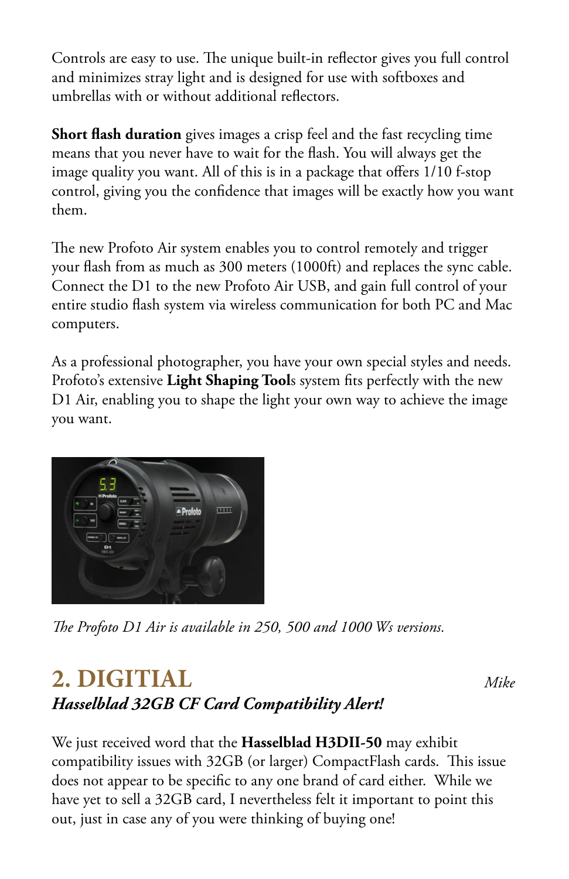Controls are easy to use. The unique built-in reflector gives you full control and minimizes stray light and is designed for use with softboxes and umbrellas with or without additional reflectors.

**Short flash duration** gives images a crisp feel and the fast recycling time means that you never have to wait for the flash. You will always get the image quality you want. All of this is in a package that offers 1/10 f-stop control, giving you the confidence that images will be exactly how you want them.

The new Profoto Air system enables you to control remotely and trigger your flash from as much as 300 meters (1000ft) and replaces the sync cable. Connect the D1 to the new Profoto Air USB, and gain full control of your entire studio flash system via wireless communication for both PC and Mac computers.

As a professional photographer, you have your own special styles and needs. Profoto's extensive **Light Shaping Tool**s system fits perfectly with the new D1 Air, enabling you to shape the light your own way to achieve the image you want.

*The Profoto D1 Air is available in 250, 500 and 1000 Ws versions.*

## 2. DIGITIAL

*Mike*

***Hasselblad 32GB CF Card Compatibility Alert!***

We just received word that the **Hasselblad H3DII-50** may exhibit compatibility issues with 32GB (or larger) CompactFlash cards. This issue does not appear to be specific to any one brand of card either. While we have yet to sell a 32GB card, I nevertheless felt it important to point this out, just in case any of you were thinking of buying one!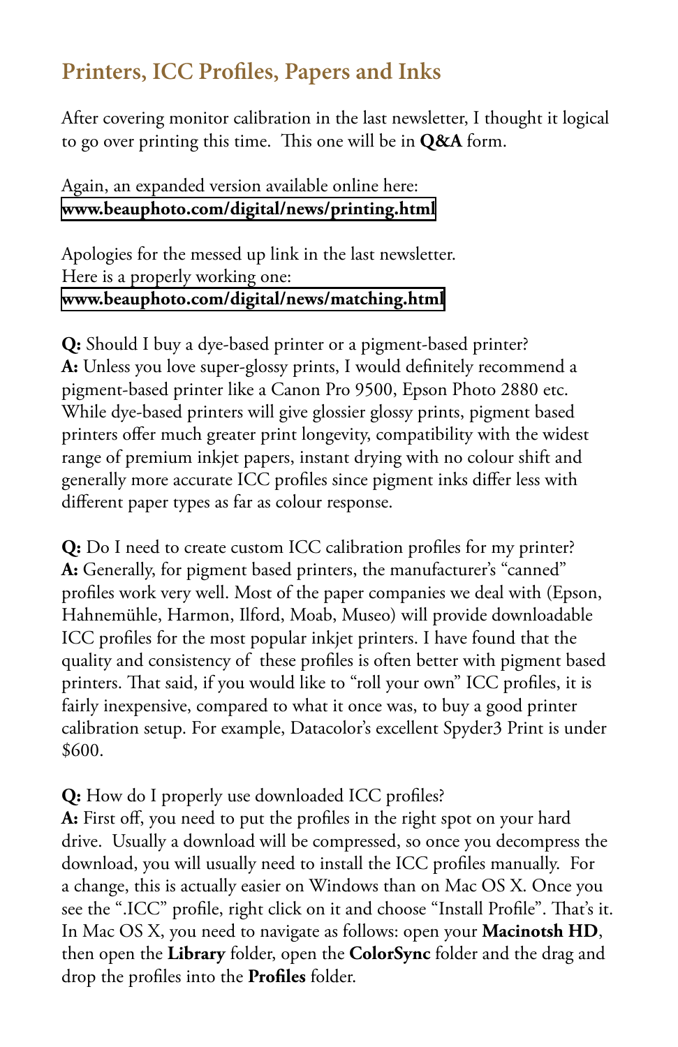## Printers, ICC Profiles, Papers and Inks

After covering monitor calibration in the last newsletter, I thought it logical to go over printing this time. This one will be in **Q&A** form.

Again, an expanded version available online here:
**www.beauphoto.com/digital/news/printing.html**

Apologies for the messed up link in the last newsletter.
Here is a properly working one:
**www.beauphoto.com/digital/news/matching.html**

**Q:** Should I buy a dye-based printer or a pigment-based printer?
**A:** Unless you love super-glossy prints, I would definitely recommend a pigment-based printer like a Canon Pro 9500, Epson Photo 2880 etc. While dye-based printers will give glossier glossy prints, pigment based printers offer much greater print longevity, compatibility with the widest range of premium inkjet papers, instant drying with no colour shift and generally more accurate ICC profiles since pigment inks differ less with different paper types as far as colour response.

**Q:** Do I need to create custom ICC calibration profiles for my printer?
**A:** Generally, for pigment based printers, the manufacturer's "canned" profiles work very well. Most of the paper companies we deal with (Epson, Hahnemühle, Harmon, Ilford, Moab, Museo) will provide downloadable ICC profiles for the most popular inkjet printers. I have found that the quality and consistency of these profiles is often better with pigment based printers. That said, if you would like to "roll your own" ICC profiles, it is fairly inexpensive, compared to what it once was, to buy a good printer calibration setup. For example, Datacolor's excellent Spyder3 Print is under $600.

**Q:** How do I properly use downloaded ICC profiles?
**A:** First off, you need to put the profiles in the right spot on your hard drive. Usually a download will be compressed, so once you decompress the download, you will usually need to install the ICC profiles manually. For a change, this is actually easier on Windows than on Mac OS X. Once you see the ".ICC" profile, right click on it and choose "Install Profile". That's it. In Mac OS X, you need to navigate as follows: open your **Macinotsh HD**, then open the **Library** folder, open the **ColorSync** folder and the drag and drop the profiles into the **Profiles** folder.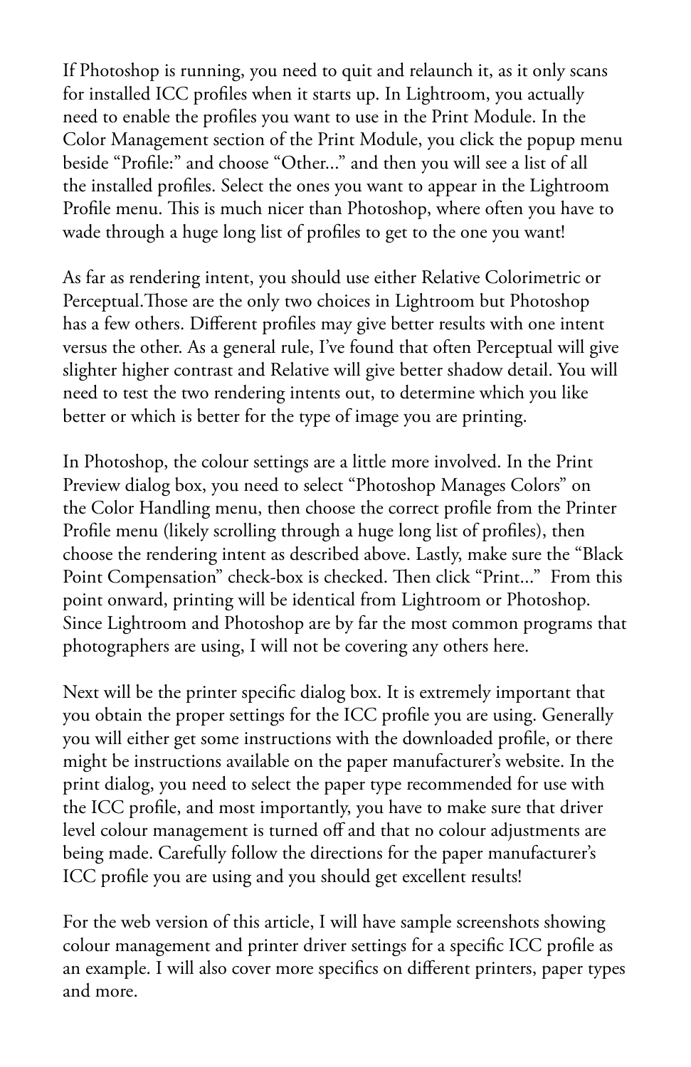If Photoshop is running, you need to quit and relaunch it, as it only scans for installed ICC profiles when it starts up. In Lightroom, you actually need to enable the profiles you want to use in the Print Module. In the Color Management section of the Print Module, you click the popup menu beside "Profile:" and choose "Other..." and then you will see a list of all the installed profiles. Select the ones you want to appear in the Lightroom Profile menu. This is much nicer than Photoshop, where often you have to wade through a huge long list of profiles to get to the one you want!

As far as rendering intent, you should use either Relative Colorimetric or Perceptual.Those are the only two choices in Lightroom but Photoshop has a few others. Different profiles may give better results with one intent versus the other. As a general rule, I've found that often Perceptual will give slighter higher contrast and Relative will give better shadow detail. You will need to test the two rendering intents out, to determine which you like better or which is better for the type of image you are printing.

In Photoshop, the colour settings are a little more involved. In the Print Preview dialog box, you need to select "Photoshop Manages Colors" on the Color Handling menu, then choose the correct profile from the Printer Profile menu (likely scrolling through a huge long list of profiles), then choose the rendering intent as described above. Lastly, make sure the "Black Point Compensation" check-box is checked. Then click "Print..." From this point onward, printing will be identical from Lightroom or Photoshop. Since Lightroom and Photoshop are by far the most common programs that photographers are using, I will not be covering any others here.

Next will be the printer specific dialog box. It is extremely important that you obtain the proper settings for the ICC profile you are using. Generally you will either get some instructions with the downloaded profile, or there might be instructions available on the paper manufacturer's website. In the print dialog, you need to select the paper type recommended for use with the ICC profile, and most importantly, you have to make sure that driver level colour management is turned off and that no colour adjustments are being made. Carefully follow the directions for the paper manufacturer's ICC profile you are using and you should get excellent results!

For the web version of this article, I will have sample screenshots showing colour management and printer driver settings for a specific ICC profile as an example. I will also cover more specifics on different printers, paper types and more.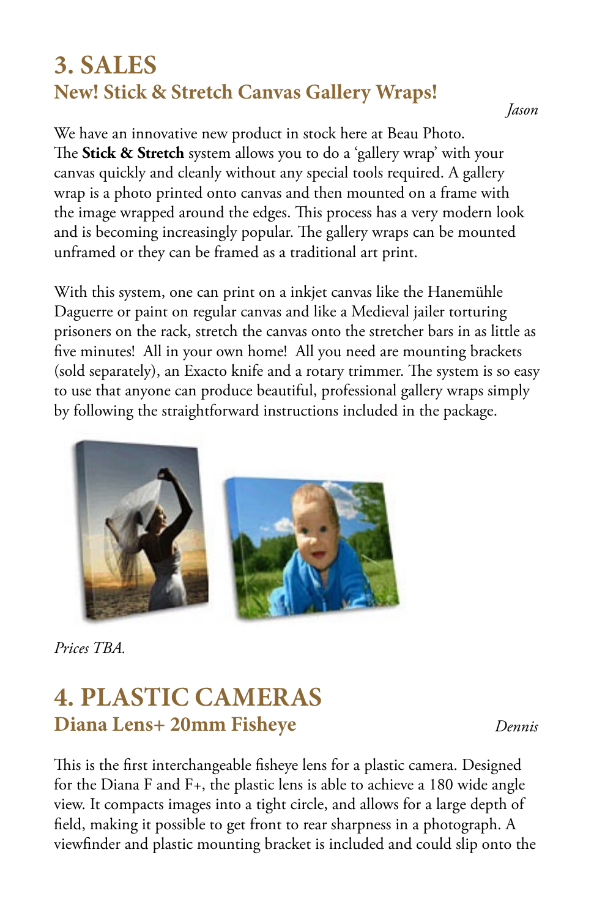# 3. SALES

## New! Stick & Stretch Canvas Gallery Wraps!

*Jason*

We have an innovative new product in stock here at Beau Photo. The **Stick & Stretch** system allows you to do a 'gallery wrap' with your canvas quickly and cleanly without any special tools required. A gallery wrap is a photo printed onto canvas and then mounted on a frame with the image wrapped around the edges. This process has a very modern look and is becoming increasingly popular. The gallery wraps can be mounted unframed or they can be framed as a traditional art print.

With this system, one can print on a inkjet canvas like the Hanemühle Daguerre or paint on regular canvas and like a Medieval jailer torturing prisoners on the rack, stretch the canvas onto the stretcher bars in as little as five minutes! All in your own home! All you need are mounting brackets (sold separately), an Exacto knife and a rotary trimmer. The system is so easy to use that anyone can produce beautiful, professional gallery wraps simply by following the straightforward instructions included in the package.

*Prices TBA.*

# 4. PLASTIC CAMERAS

## Diana Lens+ 20mm Fisheye

*Dennis*

This is the first interchangeable fisheye lens for a plastic camera. Designed for the Diana F and F+, the plastic lens is able to achieve a 180 wide angle view. It compacts images into a tight circle, and allows for a large depth of field, making it possible to get front to rear sharpness in a photograph. A viewfinder and plastic mounting bracket is included and could slip onto the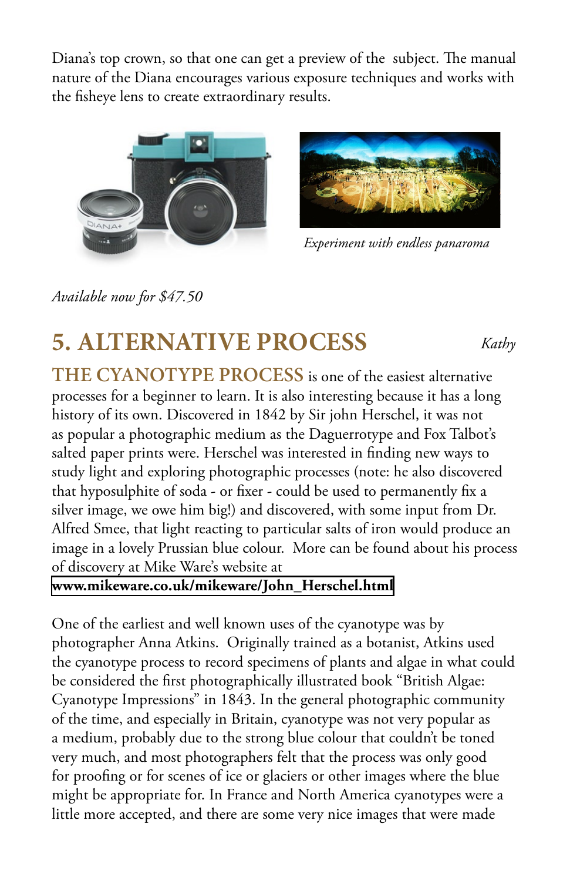Diana's top crown, so that one can get a preview of the subject. The manual nature of the Diana encourages various exposure techniques and works with the fisheye lens to create extraordinary results.

*Experiment with endless panaroma*

*Available now for $47.50*

## 5. ALTERNATIVE PROCESS

*Kathy*

**THE CYANOTYPE PROCESS** is one of the easiest alternative processes for a beginner to learn. It is also interesting because it has a long history of its own. Discovered in 1842 by Sir john Herschel, it was not as popular a photographic medium as the Daguerrotype and Fox Talbot's salted paper prints were. Herschel was interested in finding new ways to study light and exploring photographic processes (note: he also discovered that hyposulphite of soda - or fixer - could be used to permanently fix a silver image, we owe him big!) and discovered, with some input from Dr. Alfred Smee, that light reacting to particular salts of iron would produce an image in a lovely Prussian blue colour. More can be found about his process of discovery at Mike Ware's website at **www.mikeware.co.uk/mikeware/John_Herschel.html**

One of the earliest and well known uses of the cyanotype was by photographer Anna Atkins. Originally trained as a botanist, Atkins used the cyanotype process to record specimens of plants and algae in what could be considered the first photographically illustrated book "British Algae: Cyanotype Impressions" in 1843. In the general photographic community of the time, and especially in Britain, cyanotype was not very popular as a medium, probably due to the strong blue colour that couldn't be toned very much, and most photographers felt that the process was only good for proofing or for scenes of ice or glaciers or other images where the blue might be appropriate for. In France and North America cyanotypes were a little more accepted, and there are some very nice images that were made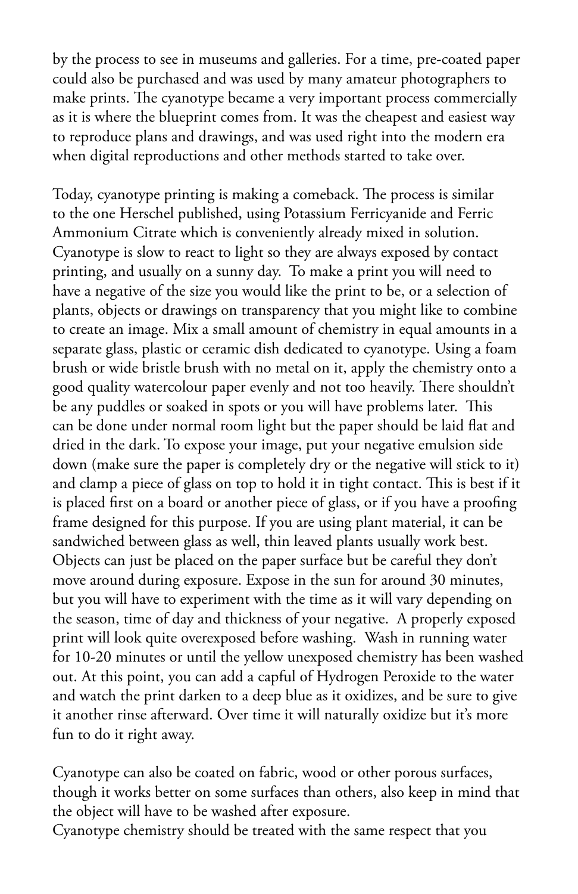by the process to see in museums and galleries. For a time, pre-coated paper could also be purchased and was used by many amateur photographers to make prints. The cyanotype became a very important process commercially as it is where the blueprint comes from. It was the cheapest and easiest way to reproduce plans and drawings, and was used right into the modern era when digital reproductions and other methods started to take over.

Today, cyanotype printing is making a comeback. The process is similar to the one Herschel published, using Potassium Ferricyanide and Ferric Ammonium Citrate which is conveniently already mixed in solution. Cyanotype is slow to react to light so they are always exposed by contact printing, and usually on a sunny day. To make a print you will need to have a negative of the size you would like the print to be, or a selection of plants, objects or drawings on transparency that you might like to combine to create an image. Mix a small amount of chemistry in equal amounts in a separate glass, plastic or ceramic dish dedicated to cyanotype. Using a foam brush or wide bristle brush with no metal on it, apply the chemistry onto a good quality watercolour paper evenly and not too heavily. There shouldn't be any puddles or soaked in spots or you will have problems later. This can be done under normal room light but the paper should be laid flat and dried in the dark. To expose your image, put your negative emulsion side down (make sure the paper is completely dry or the negative will stick to it) and clamp a piece of glass on top to hold it in tight contact. This is best if it is placed first on a board or another piece of glass, or if you have a proofing frame designed for this purpose. If you are using plant material, it can be sandwiched between glass as well, thin leaved plants usually work best. Objects can just be placed on the paper surface but be careful they don't move around during exposure. Expose in the sun for around 30 minutes, but you will have to experiment with the time as it will vary depending on the season, time of day and thickness of your negative. A properly exposed print will look quite overexposed before washing. Wash in running water for 10-20 minutes or until the yellow unexposed chemistry has been washed out. At this point, you can add a capful of Hydrogen Peroxide to the water and watch the print darken to a deep blue as it oxidizes, and be sure to give it another rinse afterward. Over time it will naturally oxidize but it's more fun to do it right away.

Cyanotype can also be coated on fabric, wood or other porous surfaces, though it works better on some surfaces than others, also keep in mind that the object will have to be washed after exposure.

Cyanotype chemistry should be treated with the same respect that you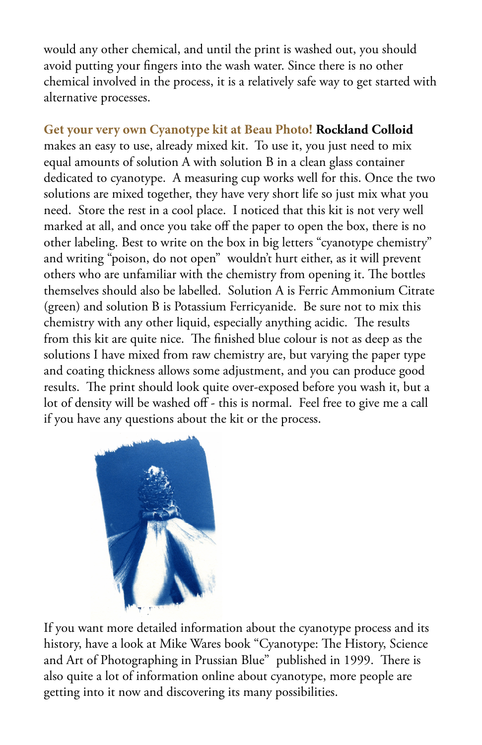would any other chemical, and until the print is washed out, you should avoid putting your fingers into the wash water. Since there is no other chemical involved in the process, it is a relatively safe way to get started with alternative processes.

**Get your very own Cyanotype kit at Beau Photo!** **Rockland Colloid** makes an easy to use, already mixed kit. To use it, you just need to mix equal amounts of solution A with solution B in a clean glass container dedicated to cyanotype. A measuring cup works well for this. Once the two solutions are mixed together, they have very short life so just mix what you need. Store the rest in a cool place. I noticed that this kit is not very well marked at all, and once you take off the paper to open the box, there is no other labeling. Best to write on the box in big letters "cyanotype chemistry" and writing "poison, do not open" wouldn't hurt either, as it will prevent others who are unfamiliar with the chemistry from opening it. The bottles themselves should also be labelled. Solution A is Ferric Ammonium Citrate (green) and solution B is Potassium Ferricyanide. Be sure not to mix this chemistry with any other liquid, especially anything acidic. The results from this kit are quite nice. The finished blue colour is not as deep as the solutions I have mixed from raw chemistry are, but varying the paper type and coating thickness allows some adjustment, and you can produce good results. The print should look quite over-exposed before you wash it, but a lot of density will be washed off - this is normal. Feel free to give me a call if you have any questions about the kit or the process.

If you want more detailed information about the cyanotype process and its history, have a look at Mike Wares book "Cyanotype: The History, Science and Art of Photographing in Prussian Blue" published in 1999. There is also quite a lot of information online about cyanotype, more people are getting into it now and discovering its many possibilities.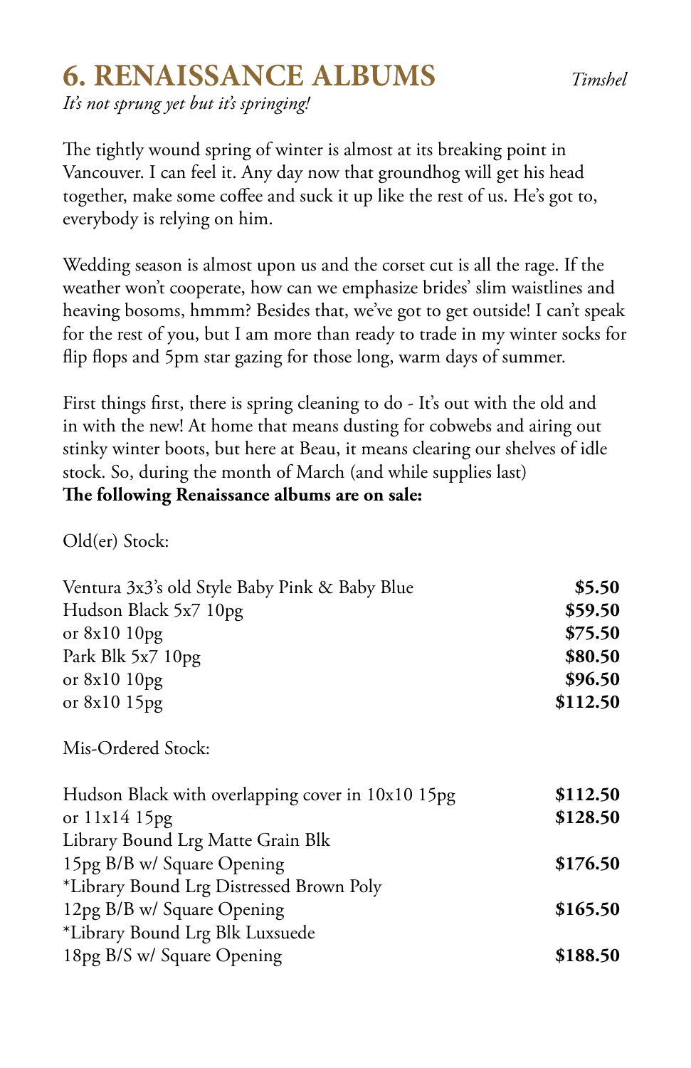## 6. RENAISSANCE ALBUMS

*Timshel*

*It's not sprung yet but it's springing!*

The tightly wound spring of winter is almost at its breaking point in Vancouver. I can feel it. Any day now that groundhog will get his head together, make some coffee and suck it up like the rest of us. He's got to, everybody is relying on him.

Wedding season is almost upon us and the corset cut is all the rage. If the weather won't cooperate, how can we emphasize brides' slim waistlines and heaving bosoms, hmmm? Besides that, we've got to get outside! I can't speak for the rest of you, but I am more than ready to trade in my winter socks for flip flops and 5pm star gazing for those long, warm days of summer.

First things first, there is spring cleaning to do - It's out with the old and in with the new! At home that means dusting for cobwebs and airing out stinky winter boots, but here at Beau, it means clearing our shelves of idle stock. So, during the month of March (and while supplies last)
**The following Renaissance albums are on sale:**

Old(er) Stock:

| | |
|---|---|
| Ventura 3x3's old Style Baby Pink & Baby Blue | **$5.50** |
| Hudson Black 5x7 10pg | **$59.50** |
| or 8x10 10pg | **$75.50** |
| Park Blk 5x7 10pg | **$80.50** |
| or 8x10 10pg | **$96.50** |
| or 8x10 15pg | **$112.50** |

Mis-Ordered Stock:

| | |
|---|---|
| Hudson Black with overlapping cover in 10x10 15pg | **$112.50** |
| or 11x14 15pg | **$128.50** |
| Library Bound Lrg Matte Grain Blk 15pg B/B w/ Square Opening | **$176.50** |
| *Library Bound Lrg Distressed Brown Poly 12pg B/B w/ Square Opening | **$165.50** |
| *Library Bound Lrg Blk Luxsuede 18pg B/S w/ Square Opening | **$188.50** |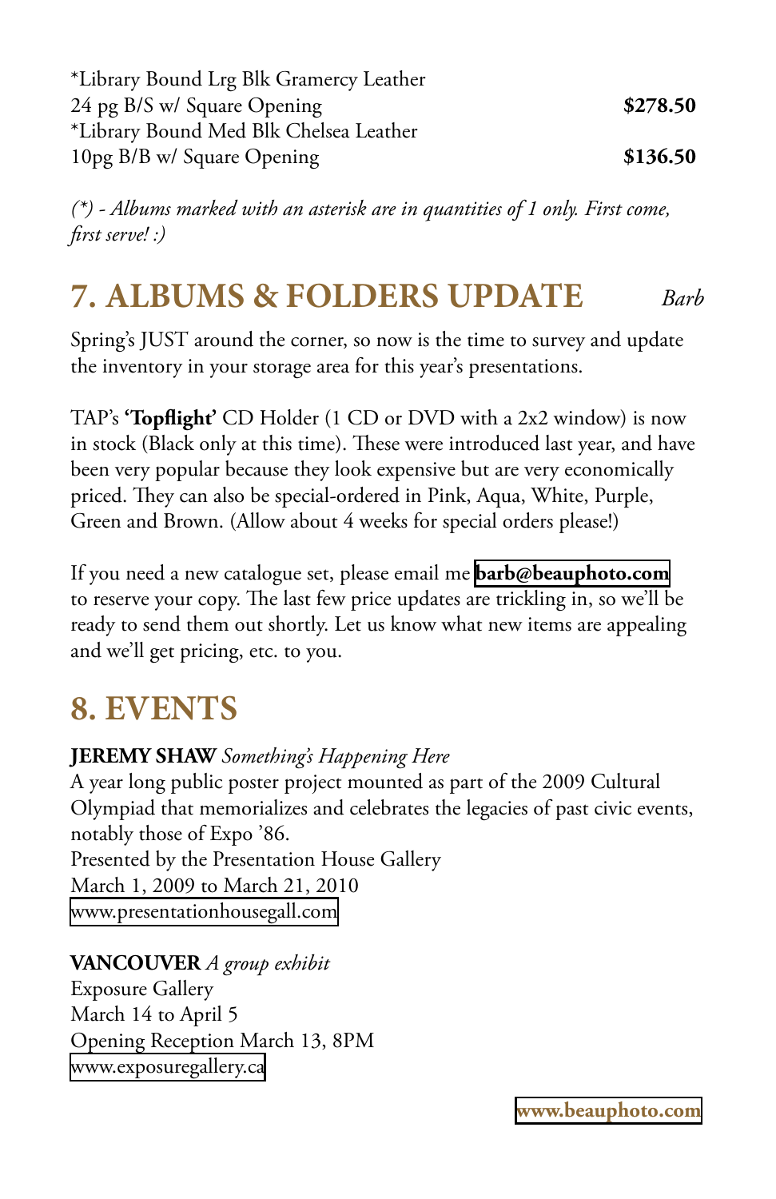*Library Bound Lrg Blk Gramercy Leather
24 pg B/S w/ Square Opening **$278.50**
*Library Bound Med Blk Chelsea Leather
10pg B/B w/ Square Opening **$136.50**

*(*) - Albums marked with an asterisk are in quantities of 1 only. First come, first serve! :)*

## 7. ALBUMS & FOLDERS UPDATE *Barb*

Spring's JUST around the corner, so now is the time to survey and update the inventory in your storage area for this year's presentations.

TAP's **'Topflight'** CD Holder (1 CD or DVD with a 2x2 window) is now in stock (Black only at this time). These were introduced last year, and have been very popular because they look expensive but are very economically priced. They can also be special-ordered in Pink, Aqua, White, Purple, Green and Brown. (Allow about 4 weeks for special orders please!)

If you need a new catalogue set, please email me **barb@beauphoto.com** to reserve your copy. The last few price updates are trickling in, so we'll be ready to send them out shortly. Let us know what new items are appealing and we'll get pricing, etc. to you.

## 8. EVENTS

**JEREMY SHAW** *Something's Happening Here*
A year long public poster project mounted as part of the 2009 Cultural Olympiad that memorializes and celebrates the legacies of past civic events, notably those of Expo '86.
Presented by the Presentation House Gallery
March 1, 2009 to March 21, 2010
www.presentationhousegall.com

**VANCOUVER** *A group exhibit*
Exposure Gallery
March 14 to April 5
Opening Reception March 13, 8PM
www.exposuregallery.ca

**www.beauphoto.com**